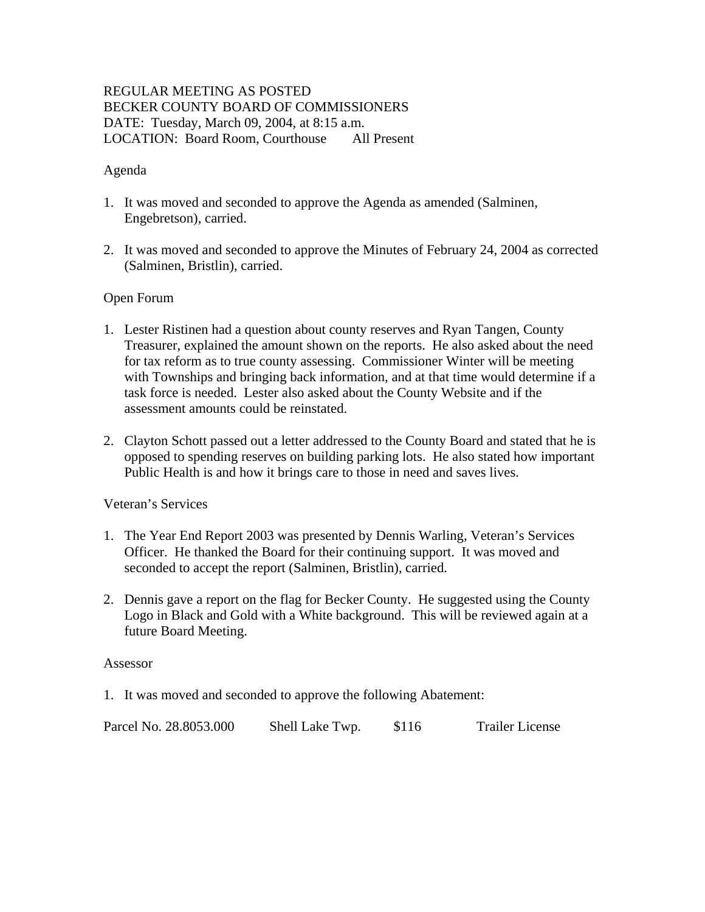REGULAR MEETING AS POSTED
BECKER COUNTY BOARD OF COMMISSIONERS
DATE: Tuesday, March 09, 2004, at 8:15 a.m.
LOCATION: Board Room, Courthouse All Present

Agenda

1. It was moved and seconded to approve the Agenda as amended (Salminen, Engebretson), carried.

2. It was moved and seconded to approve the Minutes of February 24, 2004 as corrected (Salminen, Bristlin), carried.

Open Forum

1. Lester Ristinen had a question about county reserves and Ryan Tangen, County Treasurer, explained the amount shown on the reports. He also asked about the need for tax reform as to true county assessing. Commissioner Winter will be meeting with Townships and bringing back information, and at that time would determine if a task force is needed. Lester also asked about the County Website and if the assessment amounts could be reinstated.

2. Clayton Schott passed out a letter addressed to the County Board and stated that he is opposed to spending reserves on building parking lots. He also stated how important Public Health is and how it brings care to those in need and saves lives.

Veteran's Services

1. The Year End Report 2003 was presented by Dennis Warling, Veteran's Services Officer. He thanked the Board for their continuing support. It was moved and seconded to accept the report (Salminen, Bristlin), carried.

2. Dennis gave a report on the flag for Becker County. He suggested using the County Logo in Black and Gold with a White background. This will be reviewed again at a future Board Meeting.

Assessor

1. It was moved and seconded to approve the following Abatement:

| | | | |
|---|---|---|---|
| Parcel No. 28.8053.000 | Shell Lake Twp. | $116 | Trailer License |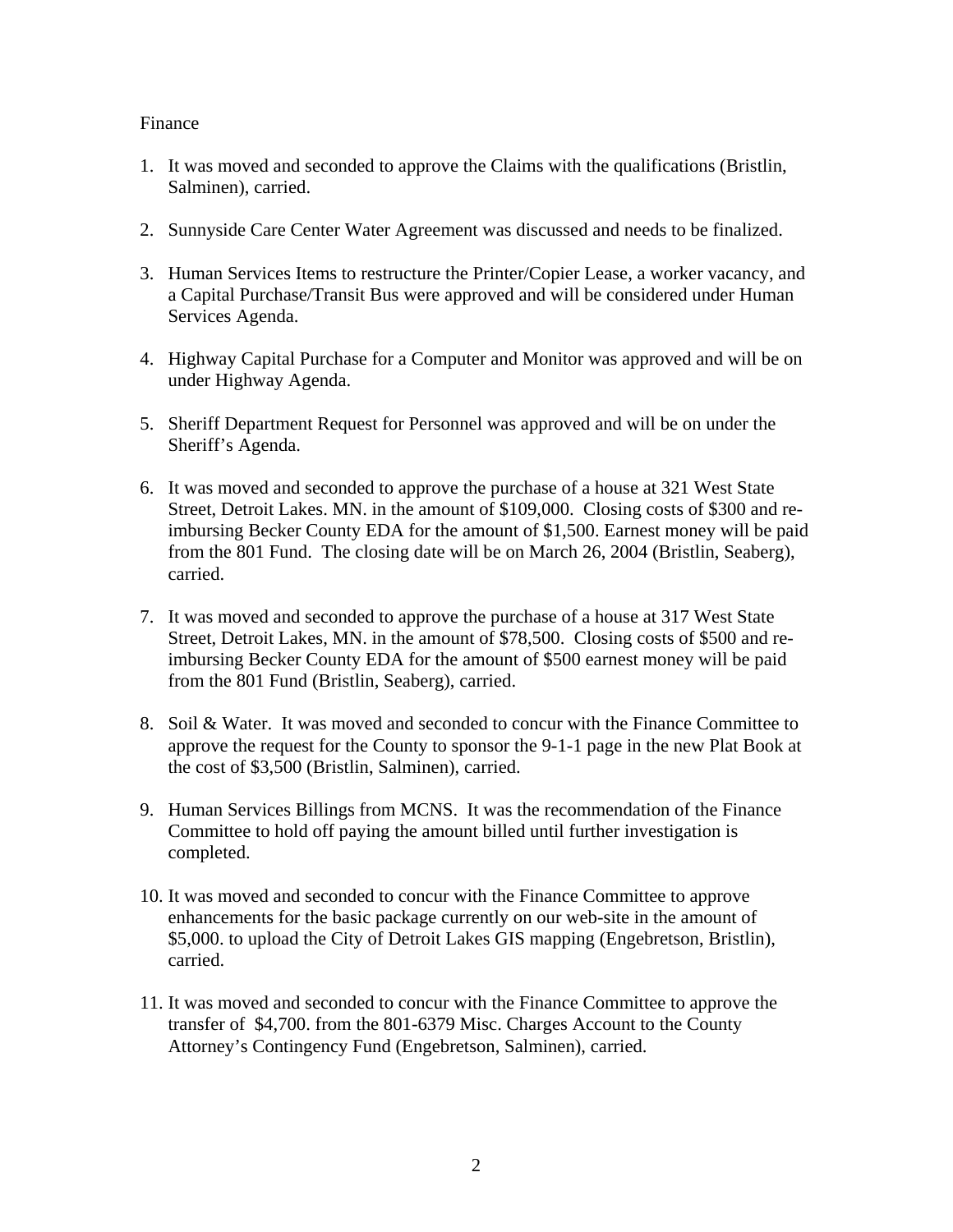Finance

1. It was moved and seconded to approve the Claims with the qualifications (Bristlin, Salminen), carried.

2. Sunnyside Care Center Water Agreement was discussed and needs to be finalized.

3. Human Services Items to restructure the Printer/Copier Lease, a worker vacancy, and a Capital Purchase/Transit Bus were approved and will be considered under Human Services Agenda.

4. Highway Capital Purchase for a Computer and Monitor was approved and will be on under Highway Agenda.

5. Sheriff Department Request for Personnel was approved and will be on under the Sheriff's Agenda.

6. It was moved and seconded to approve the purchase of a house at 321 West State Street, Detroit Lakes. MN. in the amount of $109,000. Closing costs of $300 and re-imbursing Becker County EDA for the amount of $1,500. Earnest money will be paid from the 801 Fund. The closing date will be on March 26, 2004 (Bristlin, Seaberg), carried.

7. It was moved and seconded to approve the purchase of a house at 317 West State Street, Detroit Lakes, MN. in the amount of $78,500. Closing costs of $500 and re-imbursing Becker County EDA for the amount of $500 earnest money will be paid from the 801 Fund (Bristlin, Seaberg), carried.

8. Soil & Water. It was moved and seconded to concur with the Finance Committee to approve the request for the County to sponsor the 9-1-1 page in the new Plat Book at the cost of $3,500 (Bristlin, Salminen), carried.

9. Human Services Billings from MCNS. It was the recommendation of the Finance Committee to hold off paying the amount billed until further investigation is completed.

10. It was moved and seconded to concur with the Finance Committee to approve enhancements for the basic package currently on our web-site in the amount of $5,000. to upload the City of Detroit Lakes GIS mapping (Engebretson, Bristlin), carried.

11. It was moved and seconded to concur with the Finance Committee to approve the transfer of $4,700. from the 801-6379 Misc. Charges Account to the County Attorney's Contingency Fund (Engebretson, Salminen), carried.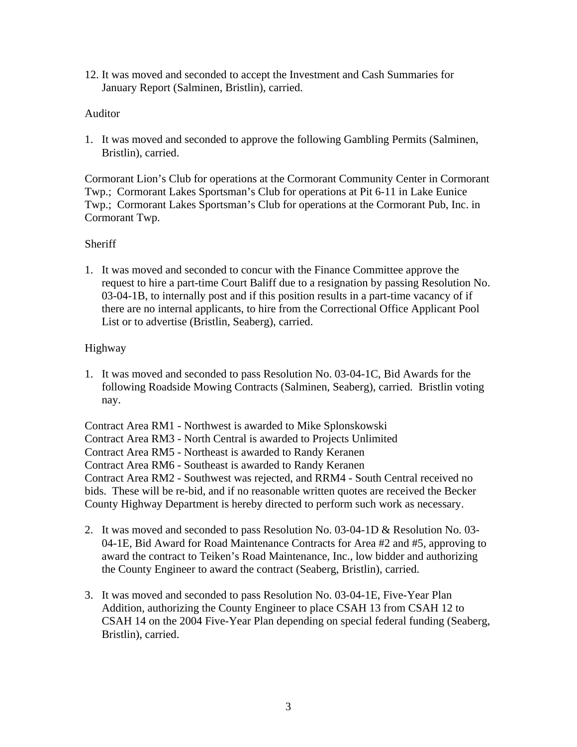12. It was moved and seconded to accept the Investment and Cash Summaries for January Report (Salminen, Bristlin), carried.

Auditor

1. It was moved and seconded to approve the following Gambling Permits (Salminen, Bristlin), carried.

Cormorant Lion's Club for operations at the Cormorant Community Center in Cormorant Twp.; Cormorant Lakes Sportsman's Club for operations at Pit 6-11 in Lake Eunice Twp.; Cormorant Lakes Sportsman's Club for operations at the Cormorant Pub, Inc. in Cormorant Twp.

Sheriff

1. It was moved and seconded to concur with the Finance Committee approve the request to hire a part-time Court Baliff due to a resignation by passing Resolution No. 03-04-1B, to internally post and if this position results in a part-time vacancy of if there are no internal applicants, to hire from the Correctional Office Applicant Pool List or to advertise (Bristlin, Seaberg), carried.

Highway

1. It was moved and seconded to pass Resolution No. 03-04-1C, Bid Awards for the following Roadside Mowing Contracts (Salminen, Seaberg), carried. Bristlin voting nay.

Contract Area RM1 - Northwest is awarded to Mike Splonskowski
Contract Area RM3 - North Central is awarded to Projects Unlimited
Contract Area RM5 - Northeast is awarded to Randy Keranen
Contract Area RM6 - Southeast is awarded to Randy Keranen
Contract Area RM2 - Southwest was rejected, and RRM4 - South Central received no bids. These will be re-bid, and if no reasonable written quotes are received the Becker County Highway Department is hereby directed to perform such work as necessary.

2. It was moved and seconded to pass Resolution No. 03-04-1D & Resolution No. 03-04-1E, Bid Award for Road Maintenance Contracts for Area #2 and #5, approving to award the contract to Teiken's Road Maintenance, Inc., low bidder and authorizing the County Engineer to award the contract (Seaberg, Bristlin), carried.

3. It was moved and seconded to pass Resolution No. 03-04-1E, Five-Year Plan Addition, authorizing the County Engineer to place CSAH 13 from CSAH 12 to CSAH 14 on the 2004 Five-Year Plan depending on special federal funding (Seaberg, Bristlin), carried.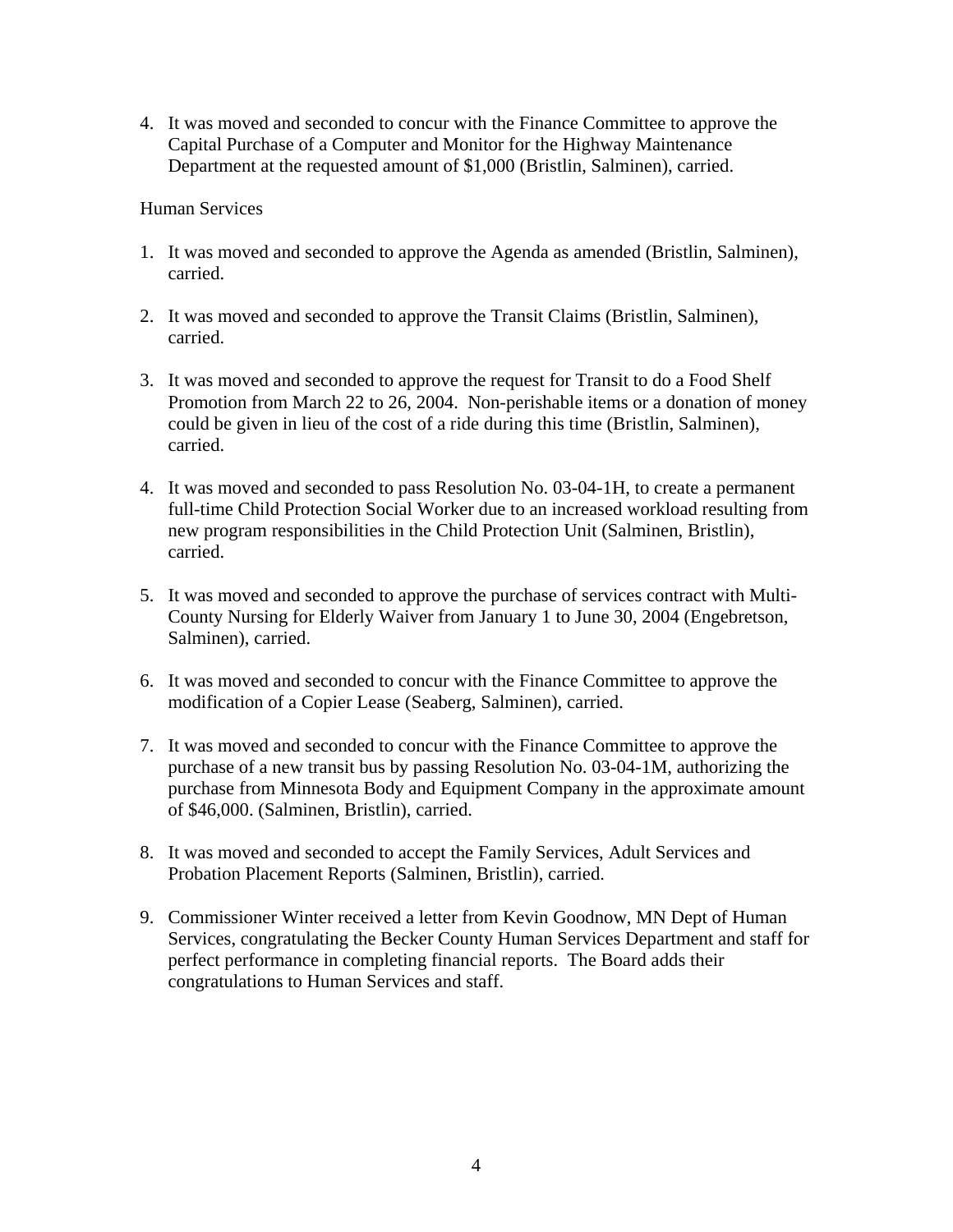4. It was moved and seconded to concur with the Finance Committee to approve the Capital Purchase of a Computer and Monitor for the Highway Maintenance Department at the requested amount of $1,000 (Bristlin, Salminen), carried.

Human Services

1. It was moved and seconded to approve the Agenda as amended (Bristlin, Salminen), carried.

2. It was moved and seconded to approve the Transit Claims (Bristlin, Salminen), carried.

3. It was moved and seconded to approve the request for Transit to do a Food Shelf Promotion from March 22 to 26, 2004. Non-perishable items or a donation of money could be given in lieu of the cost of a ride during this time (Bristlin, Salminen), carried.

4. It was moved and seconded to pass Resolution No. 03-04-1H, to create a permanent full-time Child Protection Social Worker due to an increased workload resulting from new program responsibilities in the Child Protection Unit (Salminen, Bristlin), carried.

5. It was moved and seconded to approve the purchase of services contract with Multi-County Nursing for Elderly Waiver from January 1 to June 30, 2004 (Engebretson, Salminen), carried.

6. It was moved and seconded to concur with the Finance Committee to approve the modification of a Copier Lease (Seaberg, Salminen), carried.

7. It was moved and seconded to concur with the Finance Committee to approve the purchase of a new transit bus by passing Resolution No. 03-04-1M, authorizing the purchase from Minnesota Body and Equipment Company in the approximate amount of $46,000. (Salminen, Bristlin), carried.

8. It was moved and seconded to accept the Family Services, Adult Services and Probation Placement Reports (Salminen, Bristlin), carried.

9. Commissioner Winter received a letter from Kevin Goodnow, MN Dept of Human Services, congratulating the Becker County Human Services Department and staff for perfect performance in completing financial reports. The Board adds their congratulations to Human Services and staff.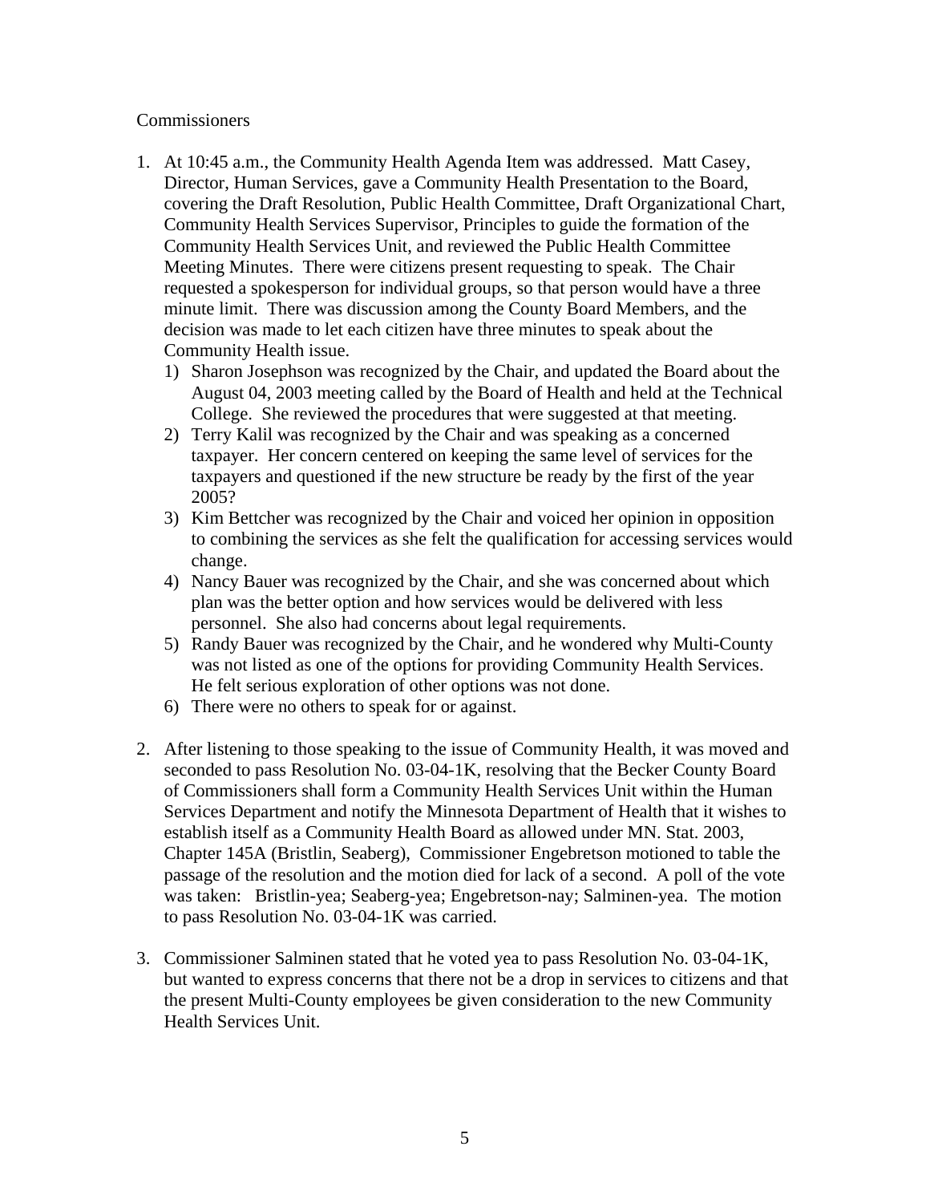Commissioners

1. At 10:45 a.m., the Community Health Agenda Item was addressed. Matt Casey, Director, Human Services, gave a Community Health Presentation to the Board, covering the Draft Resolution, Public Health Committee, Draft Organizational Chart, Community Health Services Supervisor, Principles to guide the formation of the Community Health Services Unit, and reviewed the Public Health Committee Meeting Minutes. There were citizens present requesting to speak. The Chair requested a spokesperson for individual groups, so that person would have a three minute limit. There was discussion among the County Board Members, and the decision was made to let each citizen have three minutes to speak about the Community Health issue.
   1) Sharon Josephson was recognized by the Chair, and updated the Board about the August 04, 2003 meeting called by the Board of Health and held at the Technical College. She reviewed the procedures that were suggested at that meeting.
   2) Terry Kalil was recognized by the Chair and was speaking as a concerned taxpayer. Her concern centered on keeping the same level of services for the taxpayers and questioned if the new structure be ready by the first of the year 2005?
   3) Kim Bettcher was recognized by the Chair and voiced her opinion in opposition to combining the services as she felt the qualification for accessing services would change.
   4) Nancy Bauer was recognized by the Chair, and she was concerned about which plan was the better option and how services would be delivered with less personnel. She also had concerns about legal requirements.
   5) Randy Bauer was recognized by the Chair, and he wondered why Multi-County was not listed as one of the options for providing Community Health Services. He felt serious exploration of other options was not done.
   6) There were no others to speak for or against.

2. After listening to those speaking to the issue of Community Health, it was moved and seconded to pass Resolution No. 03-04-1K, resolving that the Becker County Board of Commissioners shall form a Community Health Services Unit within the Human Services Department and notify the Minnesota Department of Health that it wishes to establish itself as a Community Health Board as allowed under MN. Stat. 2003, Chapter 145A (Bristlin, Seaberg), Commissioner Engebretson motioned to table the passage of the resolution and the motion died for lack of a second. A poll of the vote was taken: Bristlin-yea; Seaberg-yea; Engebretson-nay; Salminen-yea. The motion to pass Resolution No. 03-04-1K was carried.

3. Commissioner Salminen stated that he voted yea to pass Resolution No. 03-04-1K, but wanted to express concerns that there not be a drop in services to citizens and that the present Multi-County employees be given consideration to the new Community Health Services Unit.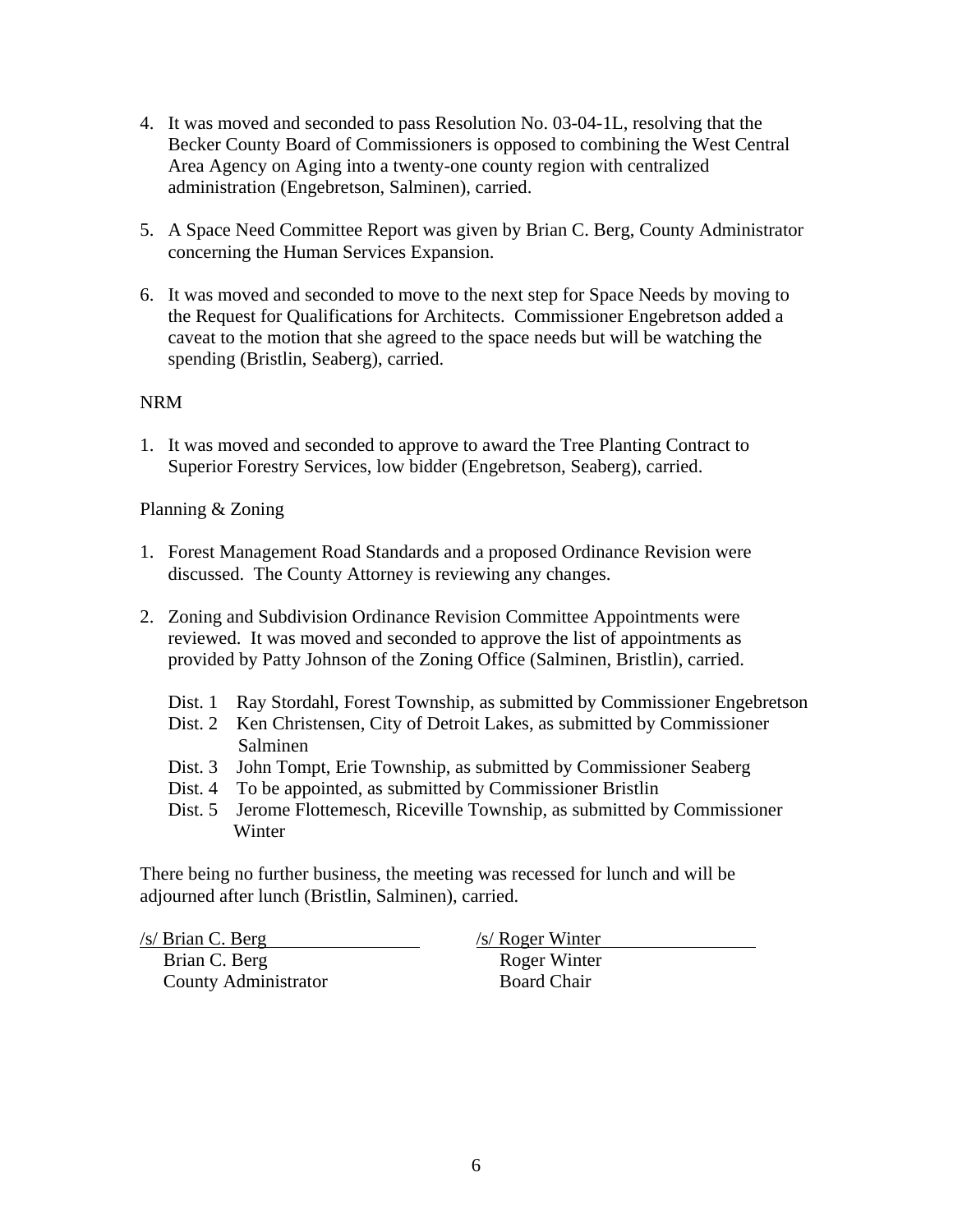4. It was moved and seconded to pass Resolution No. 03-04-1L, resolving that the Becker County Board of Commissioners is opposed to combining the West Central Area Agency on Aging into a twenty-one county region with centralized administration (Engebretson, Salminen), carried.

5. A Space Need Committee Report was given by Brian C. Berg, County Administrator concerning the Human Services Expansion.

6. It was moved and seconded to move to the next step for Space Needs by moving to the Request for Qualifications for Architects. Commissioner Engebretson added a caveat to the motion that she agreed to the space needs but will be watching the spending (Bristlin, Seaberg), carried.

NRM

1. It was moved and seconded to approve to award the Tree Planting Contract to Superior Forestry Services, low bidder (Engebretson, Seaberg), carried.

Planning & Zoning

1. Forest Management Road Standards and a proposed Ordinance Revision were discussed. The County Attorney is reviewing any changes.

2. Zoning and Subdivision Ordinance Revision Committee Appointments were reviewed. It was moved and seconded to approve the list of appointments as provided by Patty Johnson of the Zoning Office (Salminen, Bristlin), carried.

   Dist. 1 Ray Stordahl, Forest Township, as submitted by Commissioner Engebretson
   Dist. 2 Ken Christensen, City of Detroit Lakes, as submitted by Commissioner Salminen
   Dist. 3 John Tompt, Erie Township, as submitted by Commissioner Seaberg
   Dist. 4 To be appointed, as submitted by Commissioner Bristlin
   Dist. 5 Jerome Flottemesch, Riceville Township, as submitted by Commissioner Winter

There being no further business, the meeting was recessed for lunch and will be adjourned after lunch (Bristlin, Salminen), carried.

/s/ Brian C. Berg
Brian C. Berg
County Administrator

/s/ Roger Winter
Roger Winter
Board Chair